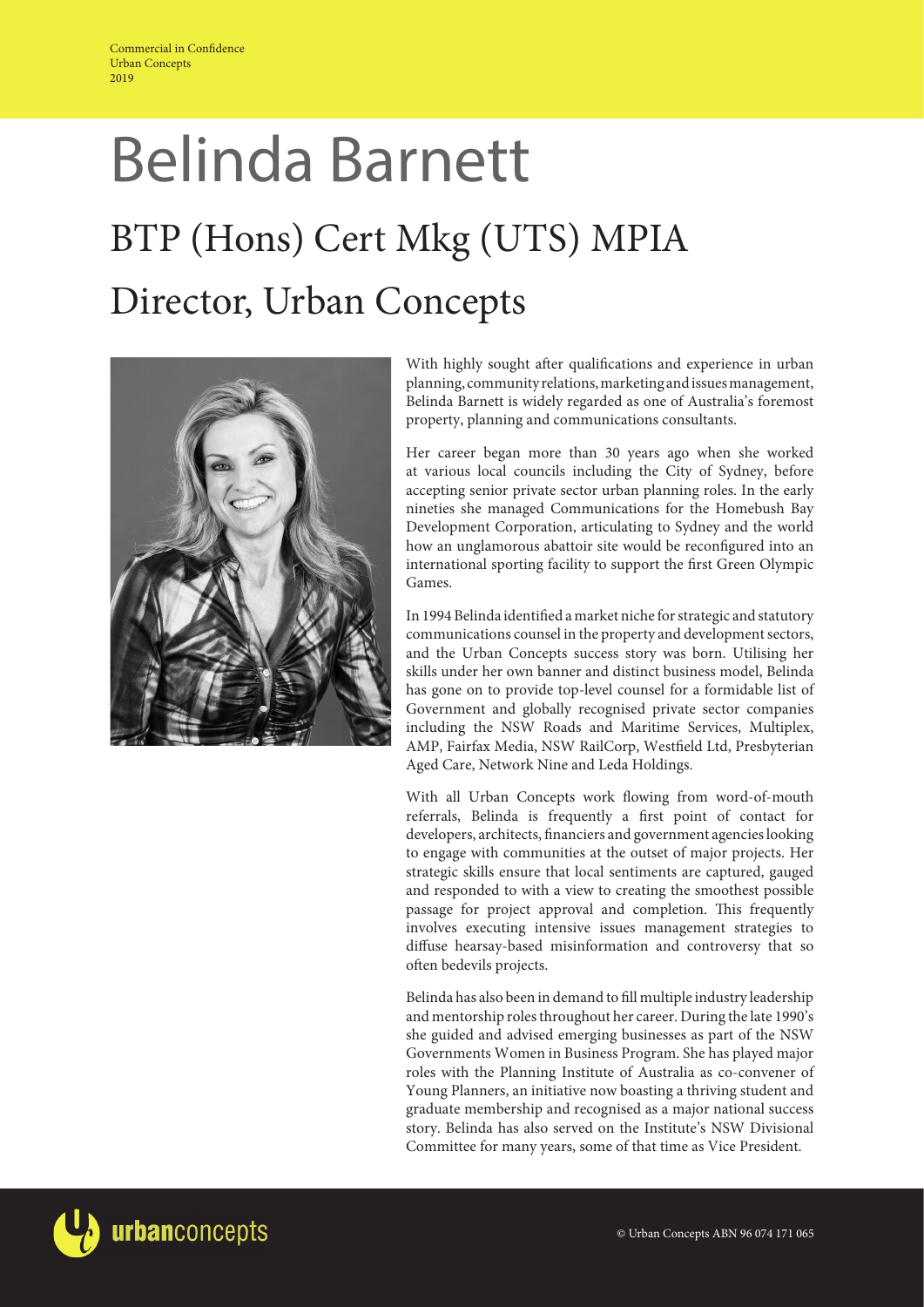# Belinda Barnett

## BTP (Hons) Cert Mkg (UTS) MPIA

## Director, Urban Concepts

With highly sought after qualifications and experience in urban planning, community relations, marketing and issues management, Belinda Barnett is widely regarded as one of Australia's foremost property, planning and communications consultants.

Her career began more than 30 years ago when she worked at various local councils including the City of Sydney, before accepting senior private sector urban planning roles. In the early nineties she managed Communications for the Homebush Bay Development Corporation, articulating to Sydney and the world how an unglamorous abattoir site would be reconfigured into an international sporting facility to support the first Green Olympic Games.

In 1994 Belinda identified a market niche for strategic and statutory communications counsel in the property and development sectors, and the Urban Concepts success story was born. Utilising her skills under her own banner and distinct business model, Belinda has gone on to provide top-level counsel for a formidable list of Government and globally recognised private sector companies including the NSW Roads and Maritime Services, Multiplex, AMP, Fairfax Media, NSW RailCorp, Westfield Ltd, Presbyterian Aged Care, Network Nine and Leda Holdings.

With all Urban Concepts work flowing from word-of-mouth referrals, Belinda is frequently a first point of contact for developers, architects, financiers and government agencies looking to engage with communities at the outset of major projects. Her strategic skills ensure that local sentiments are captured, gauged and responded to with a view to creating the smoothest possible passage for project approval and completion. This frequently involves executing intensive issues management strategies to diffuse hearsay-based misinformation and controversy that so often bedevils projects.

Belinda has also been in demand to fill multiple industry leadership and mentorship roles throughout her career. During the late 1990's she guided and advised emerging businesses as part of the NSW Governments Women in Business Program. She has played major roles with the Planning Institute of Australia as co-convener of Young Planners, an initiative now boasting a thriving student and graduate membership and recognised as a major national success story. Belinda has also served on the Institute's NSW Divisional Committee for many years, some of that time as Vice President.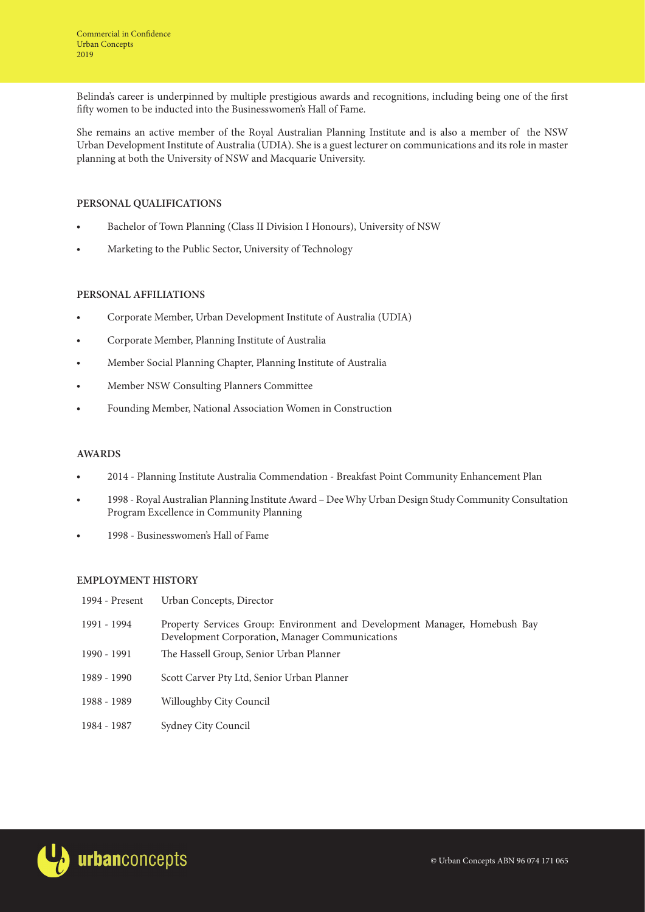Belinda's career is underpinned by multiple prestigious awards and recognitions, including being one of the first fifty women to be inducted into the Businesswomen's Hall of Fame.

She remains an active member of the Royal Australian Planning Institute and is also a member of the NSW Urban Development Institute of Australia (UDIA). She is a guest lecturer on communications and its role in master planning at both the University of NSW and Macquarie University.

### PERSONAL QUALIFICATIONS

- Bachelor of Town Planning (Class II Division I Honours), University of NSW
- Marketing to the Public Sector, University of Technology

### PERSONAL AFFILIATIONS

- Corporate Member, Urban Development Institute of Australia (UDIA)
- Corporate Member, Planning Institute of Australia
- Member Social Planning Chapter, Planning Institute of Australia
- Member NSW Consulting Planners Committee
- Founding Member, National Association Women in Construction

### AWARDS

- 2014 - Planning Institute Australia Commendation - Breakfast Point Community Enhancement Plan
- 1998 - Royal Australian Planning Institute Award – Dee Why Urban Design Study Community Consultation Program Excellence in Community Planning
- 1998 - Businesswomen's Hall of Fame

### EMPLOYMENT HISTORY

| | |
|---|---|
| 1994 - Present | Urban Concepts, Director |
| 1991 - 1994 | Property Services Group: Environment and Development Manager, Homebush Bay Development Corporation, Manager Communications |
| 1990 - 1991 | The Hassell Group, Senior Urban Planner |
| 1989 - 1990 | Scott Carver Pty Ltd, Senior Urban Planner |
| 1988 - 1989 | Willoughby City Council |
| 1984 - 1987 | Sydney City Council |